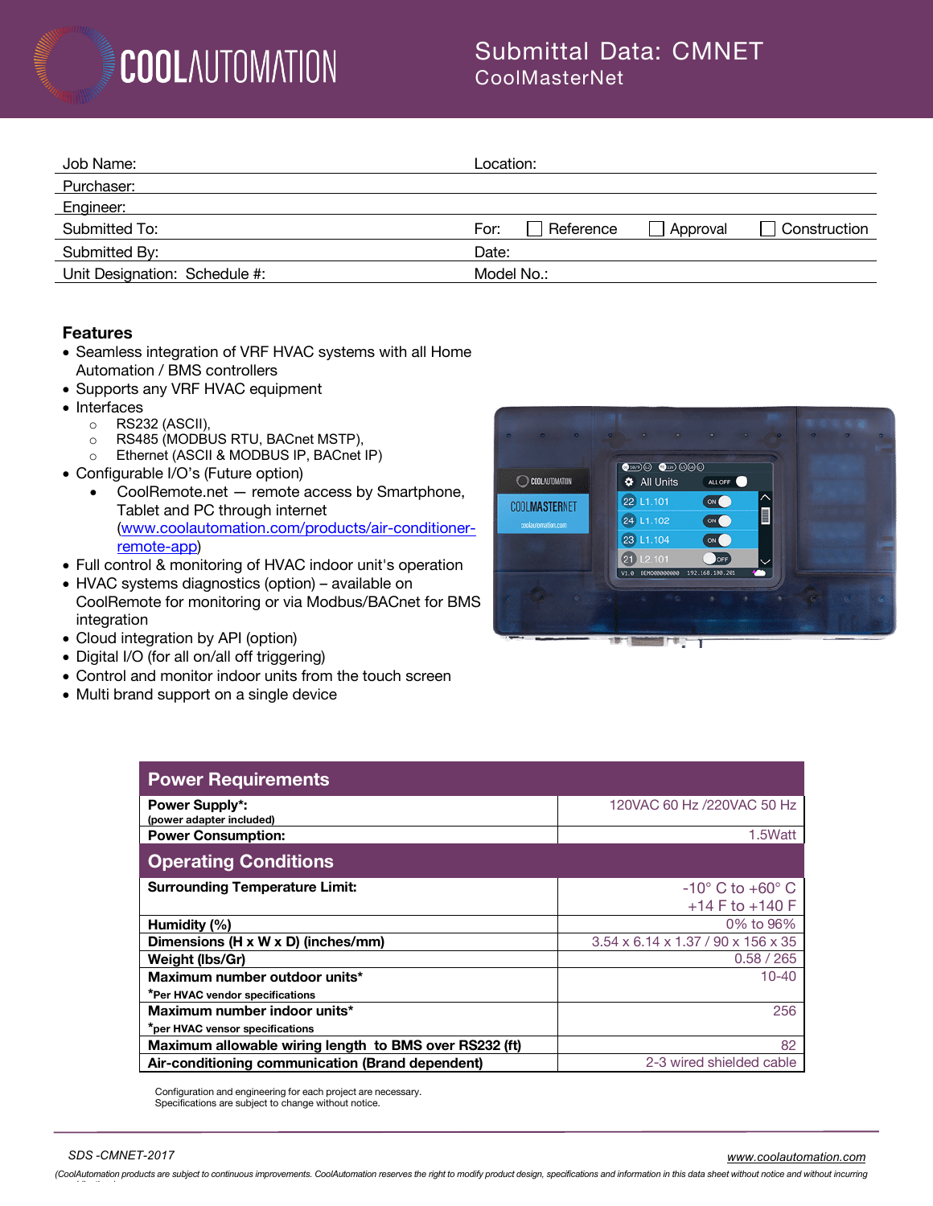# Submittal Data: CMNET

CoolMasterNet

| Job Name: | Location: |
|---|---|
| Purchaser: | |
| Engineer: | |
| Submitted To: | For: ☐ Reference ☐ Approval ☐ Construction |
| Submitted By: | Date: |
| Unit Designation: Schedule #: | Model No.: |

## Features

- Seamless integration of VRF HVAC systems with all Home Automation / BMS controllers
- Supports any VRF HVAC equipment
- Interfaces
  - RS232 (ASCII),
  - RS485 (MODBUS RTU, BACnet MSTP),
  - Ethernet (ASCII & MODBUS IP, BACnet IP)
- Configurable I/O's (Future option)
  - CoolRemote.net — remote access by Smartphone, Tablet and PC through internet (www.coolautomation.com/products/air-conditioner-remote-app)
- Full control & monitoring of HVAC indoor unit's operation
- HVAC systems diagnostics (option) – available on CoolRemote for monitoring or via Modbus/BACnet for BMS integration
- Cloud integration by API (option)
- Digital I/O (for all on/all off triggering)
- Control and monitor indoor units from the touch screen
- Multi brand support on a single device

| **Power Requirements** | |
|---|---|
| **Power Supply*:** (power adapter included) | 120VAC 60 Hz /220VAC 50 Hz |
| **Power Consumption:** | 1.5Watt |
| **Operating Conditions** | |
| **Surrounding Temperature Limit:** | -10° C to +60° C<br>+14 F to +140 F |
| **Humidity (%)** | 0% to 96% |
| **Dimensions (H x W x D) (inches/mm)** | 3.54 x 6.14 x 1.37 / 90 x 156 x 35 |
| **Weight (lbs/Gr)** | 0.58 / 265 |
| **Maximum number outdoor units*** *Per HVAC vendor specifications | 10-40 |
| **Maximum number indoor units*** *per HVAC vensor specifications | 256 |
| **Maximum allowable wiring length to BMS over RS232 (ft)** | 82 |
| **Air-conditioning communication (Brand dependent)** | 2-3 wired shielded cable |

Configuration and engineering for each project are necessary.
Specifications are subject to change without notice.

SDS -CMNET-2017

www.coolautomation.com

(CoolAutomation products are subject to continuous improvements. CoolAutomation reserves the right to modify product design, specifications and information in this data sheet without notice and without incurring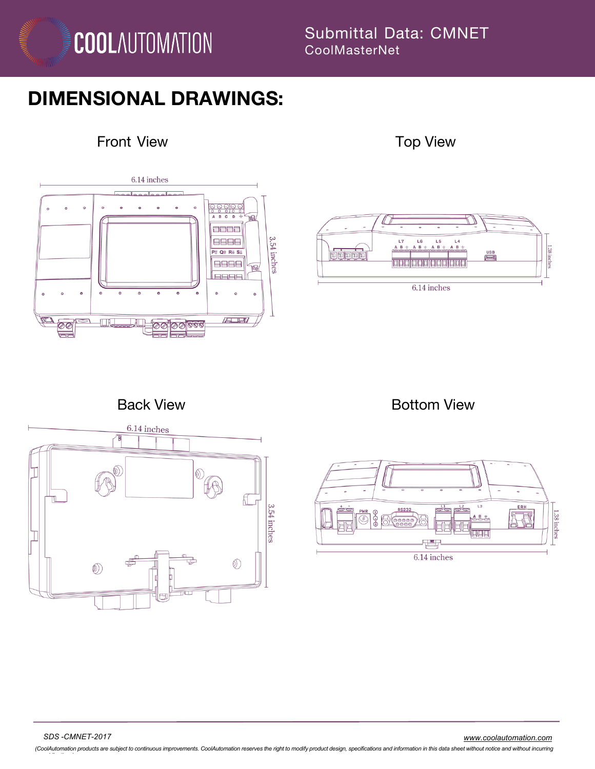# DIMENSIONAL DRAWINGS:

Front View

6.14 inches

3.54 inches

Top View

L7 L6 L5 L4

A B ⏚ A B ⏚ A B ⏚ A B ⏚

USB

1.38 inches

6.14 inches

Back View

6.14 inches

3.54 inches

Bottom View

+ − PWR RS232 L1 L2 L3 ERH

A B ⏚

1.38 inches

6.14 inches

SDS -CMNET-2017

www.coolautomation.com

*(CoolAutomation products are subject to continuous improvements. CoolAutomation reserves the right to modify product design, specifications and information in this data sheet without notice and without incurring*